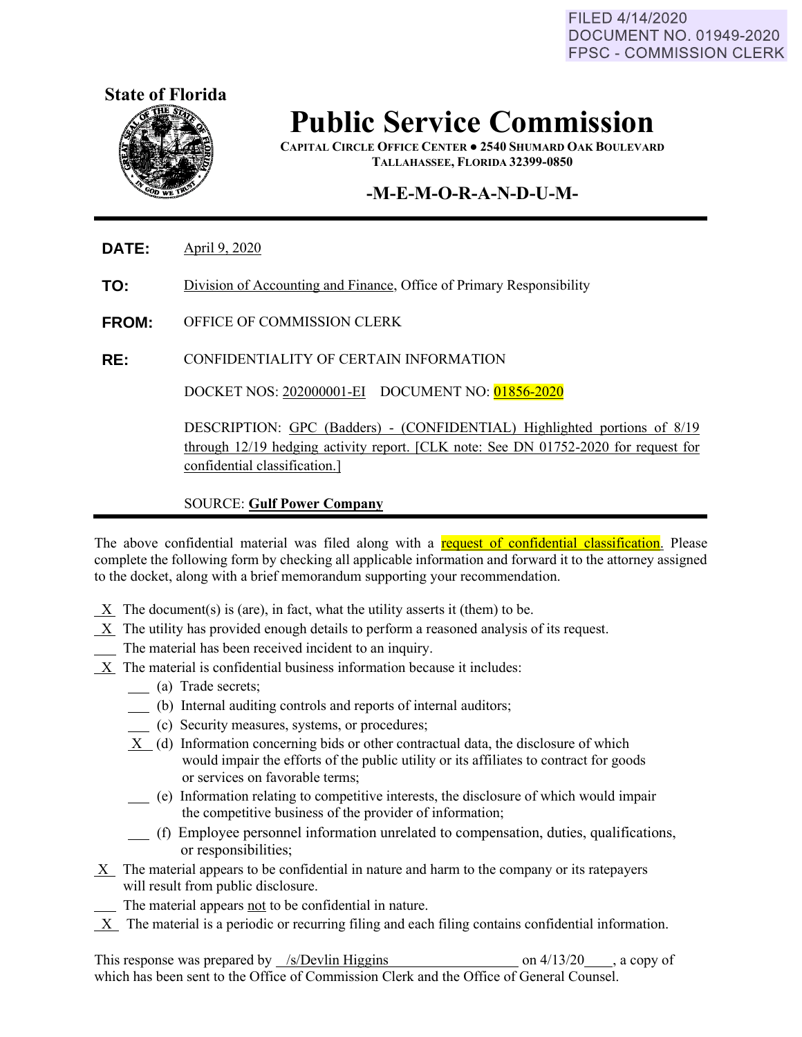FILED 4/14/2020
DOCUMENT NO. 01949-2020
FPSC - COMMISSION CLERK

**State of Florida**

# Public Service Commission

**CAPITAL CIRCLE OFFICE CENTER ● 2540 SHUMARD OAK BOULEVARD**
**TALLAHASSEE, FLORIDA 32399-0850**

## -M-E-M-O-R-A-N-D-U-M-

**DATE:** April 9, 2020

**TO:** Division of Accounting and Finance, Office of Primary Responsibility

**FROM:** OFFICE OF COMMISSION CLERK

**RE:** CONFIDENTIALITY OF CERTAIN INFORMATION

DOCKET NOS: 202000001-EI DOCUMENT NO: 01856-2020

DESCRIPTION: GPC (Badders) - (CONFIDENTIAL) Highlighted portions of 8/19 through 12/19 hedging activity report. [CLK note: See DN 01752-2020 for request for confidential classification.]

SOURCE: **Gulf Power Company**

The above confidential material was filed along with a request of confidential classification. Please complete the following form by checking all applicable information and forward it to the attorney assigned to the docket, along with a brief memorandum supporting your recommendation.

_X_ The document(s) is (are), in fact, what the utility asserts it (them) to be.
_X_ The utility has provided enough details to perform a reasoned analysis of its request.
___ The material has been received incident to an inquiry.
_X_ The material is confidential business information because it includes:

- ___ (a) Trade secrets;
- ___ (b) Internal auditing controls and reports of internal auditors;
- ___ (c) Security measures, systems, or procedures;
- _X_ (d) Information concerning bids or other contractual data, the disclosure of which would impair the efforts of the public utility or its affiliates to contract for goods or services on favorable terms;
- ___ (e) Information relating to competitive interests, the disclosure of which would impair the competitive business of the provider of information;
- ___ (f) Employee personnel information unrelated to compensation, duties, qualifications, or responsibilities;

_X_ The material appears to be confidential in nature and harm to the company or its ratepayers will result from public disclosure.
___ The material appears not to be confidential in nature.
_X_ The material is a periodic or recurring filing and each filing contains confidential information.

This response was prepared by /s/Devlin Higgins on 4/13/20, a copy of which has been sent to the Office of Commission Clerk and the Office of General Counsel.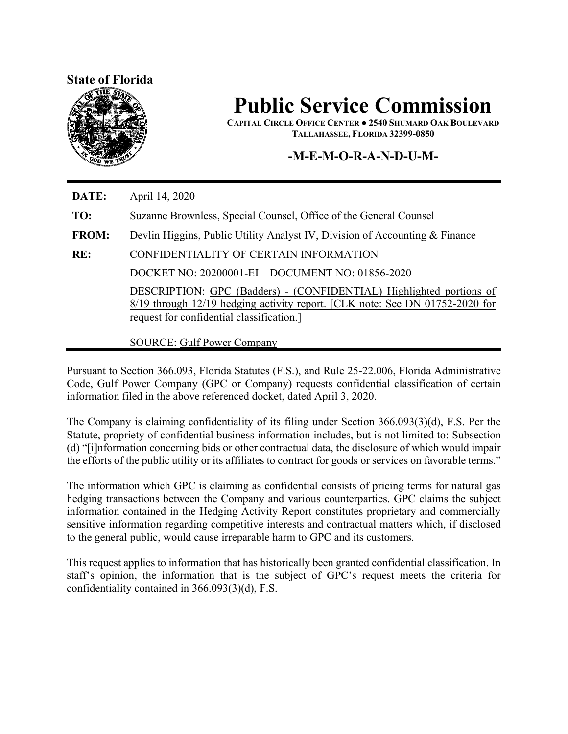**State of Florida**

# Public Service Commission

**CAPITAL CIRCLE OFFICE CENTER ● 2540 SHUMARD OAK BOULEVARD**
**TALLAHASSEE, FLORIDA 32399-0850**

## -M-E-M-O-R-A-N-D-U-M-

| | |
|---|---|
| **DATE:** | April 14, 2020 |
| **TO:** | Suzanne Brownless, Special Counsel, Office of the General Counsel |
| **FROM:** | Devlin Higgins, Public Utility Analyst IV, Division of Accounting & Finance |
| **RE:** | CONFIDENTIALITY OF CERTAIN INFORMATION |
| | DOCKET NO: 20200001-EI    DOCUMENT NO: 01856-2020 |
| | DESCRIPTION: GPC (Badders) - (CONFIDENTIAL) Highlighted portions of 8/19 through 12/19 hedging activity report. [CLK note: See DN 01752-2020 for request for confidential classification.] |
| | SOURCE: Gulf Power Company |

Pursuant to Section 366.093, Florida Statutes (F.S.), and Rule 25-22.006, Florida Administrative Code, Gulf Power Company (GPC or Company) requests confidential classification of certain information filed in the above referenced docket, dated April 3, 2020.

The Company is claiming confidentiality of its filing under Section 366.093(3)(d), F.S. Per the Statute, propriety of confidential business information includes, but is not limited to: Subsection (d) "[i]nformation concerning bids or other contractual data, the disclosure of which would impair the efforts of the public utility or its affiliates to contract for goods or services on favorable terms."

The information which GPC is claiming as confidential consists of pricing terms for natural gas hedging transactions between the Company and various counterparties. GPC claims the subject information contained in the Hedging Activity Report constitutes proprietary and commercially sensitive information regarding competitive interests and contractual matters which, if disclosed to the general public, would cause irreparable harm to GPC and its customers.

This request applies to information that has historically been granted confidential classification. In staff's opinion, the information that is the subject of GPC's request meets the criteria for confidentiality contained in 366.093(3)(d), F.S.